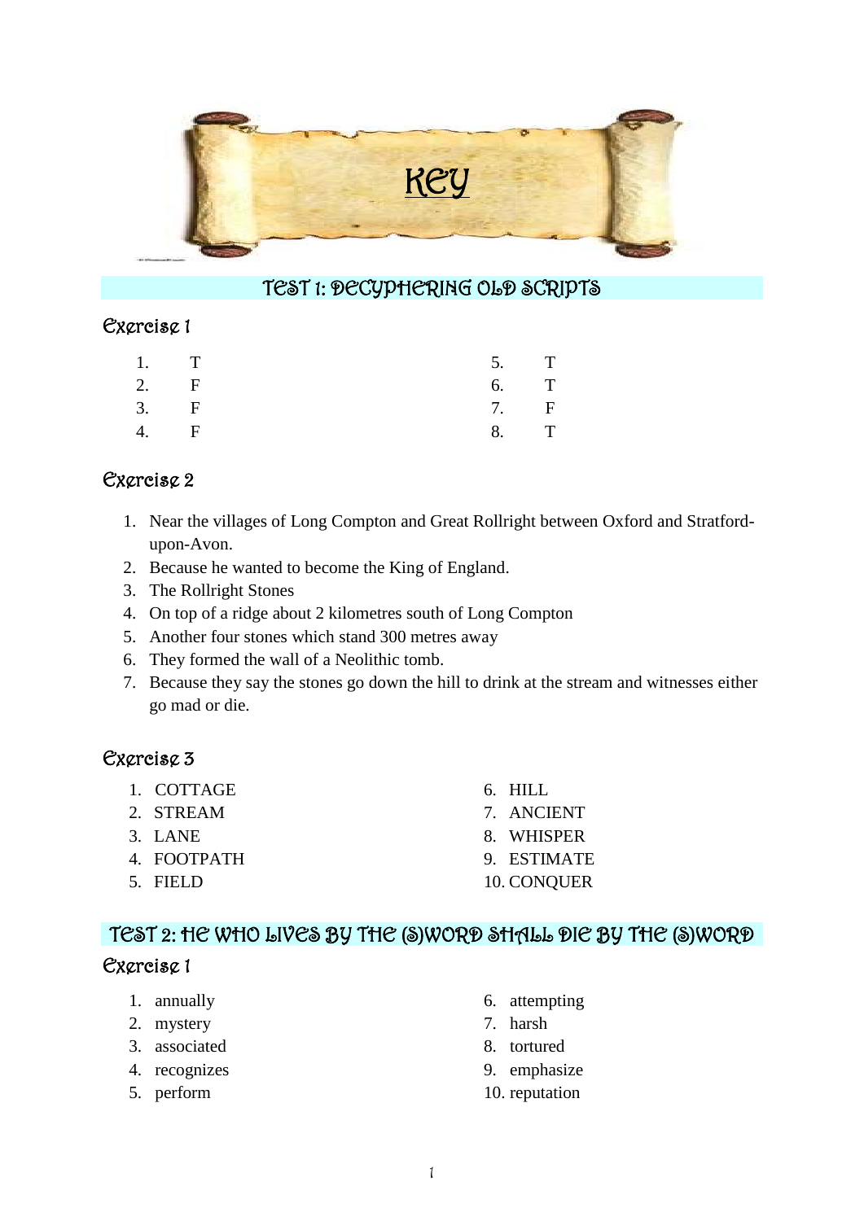# KEY

## TEST 1: DECYPHERING OLD SCRIPTS

### Exercise 1

1. T
2. F
3. F
4. F
5. T
6. T
7. F
8. T

### Exercise 2

1. Near the villages of Long Compton and Great Rollright between Oxford and Stratford-upon-Avon.
2. Because he wanted to become the King of England.
3. The Rollright Stones
4. On top of a ridge about 2 kilometres south of Long Compton
5. Another four stones which stand 300 metres away
6. They formed the wall of a Neolithic tomb.
7. Because they say the stones go down the hill to drink at the stream and witnesses either go mad or die.

### Exercise 3

1. COTTAGE
2. STREAM
3. LANE
4. FOOTPATH
5. FIELD
6. HILL
7. ANCIENT
8. WHISPER
9. ESTIMATE
10. CONQUER

## TEST 2: HE WHO LIVES BY THE (S)WORD SHALL DIE BY THE (S)WORD

### Exercise 1

1. annually
2. mystery
3. associated
4. recognizes
5. perform
6. attempting
7. harsh
8. tortured
9. emphasize
10. reputation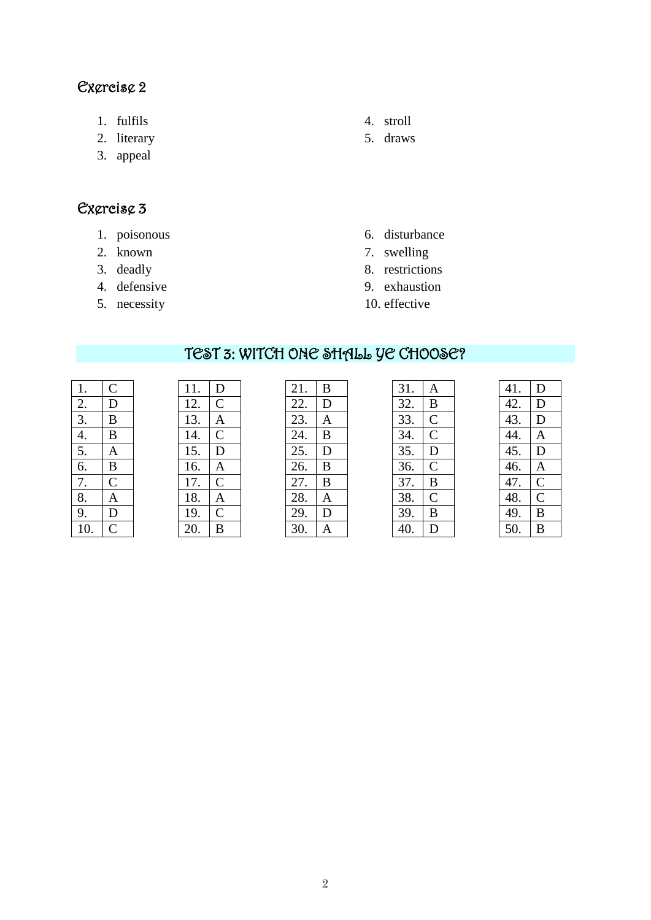## Exercise 2

1. fulfils
2. literary
3. appeal
4. stroll
5. draws

## Exercise 3

1. poisonous
2. known
3. deadly
4. defensive
5. necessity
6. disturbance
7. swelling
8. restrictions
9. exhaustion
10. effective

## TEST 3: WITCH ONE SHALL YE CHOOSE?

| | |
|---|---|
| 1. | C |
| 2. | D |
| 3. | B |
| 4. | B |
| 5. | A |
| 6. | B |
| 7. | C |
| 8. | A |
| 9. | D |
| 10. | C |

| | |
|---|---|
| 11. | D |
| 12. | C |
| 13. | A |
| 14. | C |
| 15. | D |
| 16. | A |
| 17. | C |
| 18. | A |
| 19. | C |
| 20. | B |

| | |
|---|---|
| 21. | B |
| 22. | D |
| 23. | A |
| 24. | B |
| 25. | D |
| 26. | B |
| 27. | B |
| 28. | A |
| 29. | D |
| 30. | A |

| | |
|---|---|
| 31. | A |
| 32. | B |
| 33. | C |
| 34. | C |
| 35. | D |
| 36. | C |
| 37. | B |
| 38. | C |
| 39. | B |
| 40. | D |

| | |
|---|---|
| 41. | D |
| 42. | D |
| 43. | D |
| 44. | A |
| 45. | D |
| 46. | A |
| 47. | C |
| 48. | C |
| 49. | B |
| 50. | B |